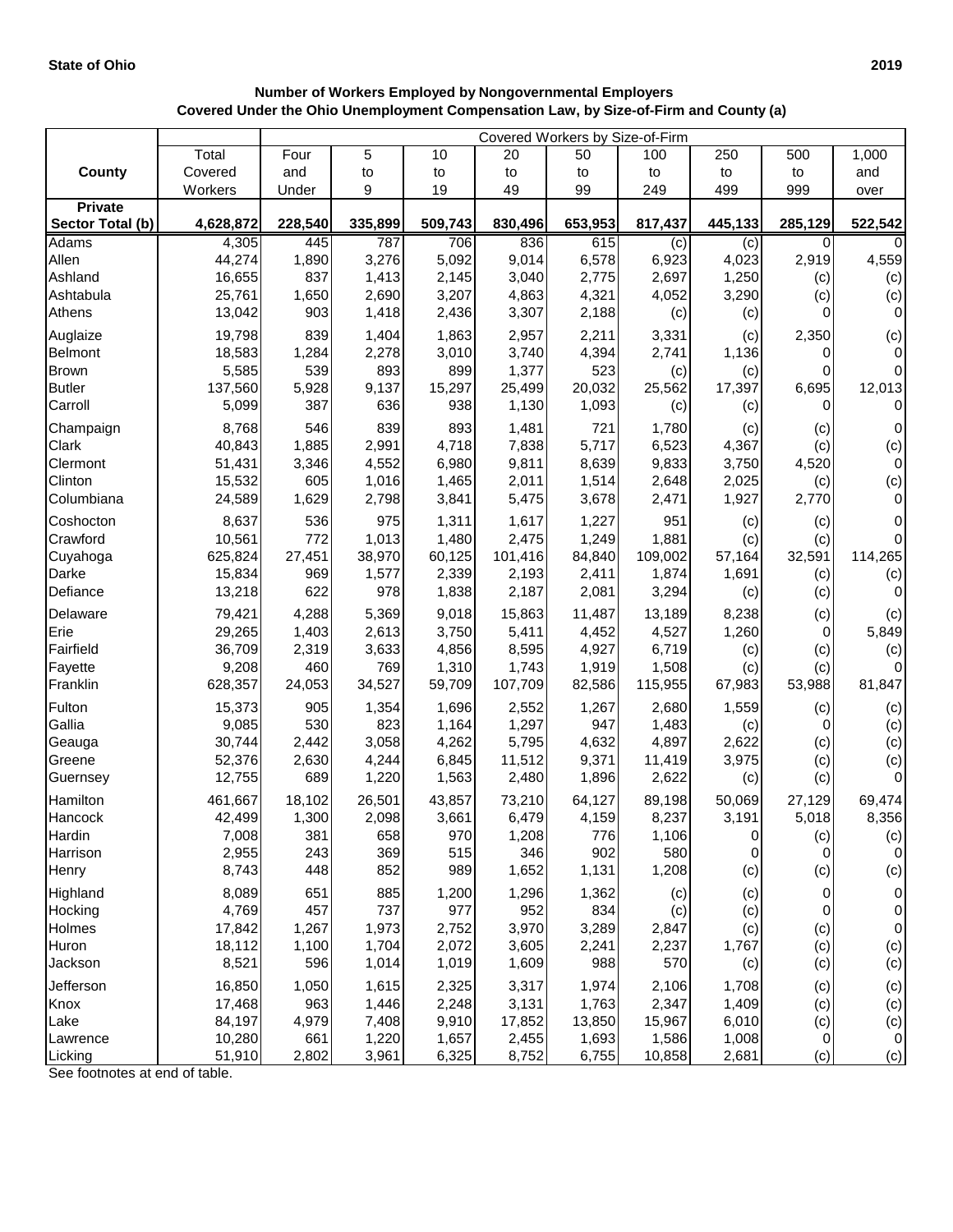**State of Ohio** **2019**

**Number of Workers Employed by Nongovernmental Employers**
**Covered Under the Ohio Unemployment Compensation Law, by Size-of-Firm and County (a)**

| County | Total Covered Workers | Covered Workers by Size-of-Firm | | | | | | | | |
|---|---|---|---|---|---|---|---|---|---|---|
| | | Four and Under | 5 to 9 | 10 to 19 | 20 to 49 | 50 to 99 | 100 to 249 | 250 to 499 | 500 to 999 | 1,000 and over |
| **Private Sector Total (b)** | **4,628,872** | **228,540** | **335,899** | **509,743** | **830,496** | **653,953** | **817,437** | **445,133** | **285,129** | **522,542** |
| Adams | 4,305 | 445 | 787 | 706 | 836 | 615 | (c) | (c) | 0 | 0 |
| Allen | 44,274 | 1,890 | 3,276 | 5,092 | 9,014 | 6,578 | 6,923 | 4,023 | 2,919 | 4,559 |
| Ashland | 16,655 | 837 | 1,413 | 2,145 | 3,040 | 2,775 | 2,697 | 1,250 | (c) | (c) |
| Ashtabula | 25,761 | 1,650 | 2,690 | 3,207 | 4,863 | 4,321 | 4,052 | 3,290 | (c) | (c) |
| Athens | 13,042 | 903 | 1,418 | 2,436 | 3,307 | 2,188 | (c) | (c) | 0 | 0 |
| Auglaize | 19,798 | 839 | 1,404 | 1,863 | 2,957 | 2,211 | 3,331 | (c) | 2,350 | (c) |
| Belmont | 18,583 | 1,284 | 2,278 | 3,010 | 3,740 | 4,394 | 2,741 | 1,136 | 0 | 0 |
| Brown | 5,585 | 539 | 893 | 899 | 1,377 | 523 | (c) | (c) | 0 | 0 |
| Butler | 137,560 | 5,928 | 9,137 | 15,297 | 25,499 | 20,032 | 25,562 | 17,397 | 6,695 | 12,013 |
| Carroll | 5,099 | 387 | 636 | 938 | 1,130 | 1,093 | (c) | (c) | 0 | 0 |
| Champaign | 8,768 | 546 | 839 | 893 | 1,481 | 721 | 1,780 | (c) | (c) | 0 |
| Clark | 40,843 | 1,885 | 2,991 | 4,718 | 7,838 | 5,717 | 6,523 | 4,367 | (c) | (c) |
| Clermont | 51,431 | 3,346 | 4,552 | 6,980 | 9,811 | 8,639 | 9,833 | 3,750 | 4,520 | 0 |
| Clinton | 15,532 | 605 | 1,016 | 1,465 | 2,011 | 1,514 | 2,648 | 2,025 | (c) | (c) |
| Columbiana | 24,589 | 1,629 | 2,798 | 3,841 | 5,475 | 3,678 | 2,471 | 1,927 | 2,770 | 0 |
| Coshocton | 8,637 | 536 | 975 | 1,311 | 1,617 | 1,227 | 951 | (c) | (c) | 0 |
| Crawford | 10,561 | 772 | 1,013 | 1,480 | 2,475 | 1,249 | 1,881 | (c) | (c) | 0 |
| Cuyahoga | 625,824 | 27,451 | 38,970 | 60,125 | 101,416 | 84,840 | 109,002 | 57,164 | 32,591 | 114,265 |
| Darke | 15,834 | 969 | 1,577 | 2,339 | 2,193 | 2,411 | 1,874 | 1,691 | (c) | (c) |
| Defiance | 13,218 | 622 | 978 | 1,838 | 2,187 | 2,081 | 3,294 | (c) | (c) | 0 |
| Delaware | 79,421 | 4,288 | 5,369 | 9,018 | 15,863 | 11,487 | 13,189 | 8,238 | (c) | (c) |
| Erie | 29,265 | 1,403 | 2,613 | 3,750 | 5,411 | 4,452 | 4,527 | 1,260 | 0 | 5,849 |
| Fairfield | 36,709 | 2,319 | 3,633 | 4,856 | 8,595 | 4,927 | 6,719 | (c) | (c) | (c) |
| Fayette | 9,208 | 460 | 769 | 1,310 | 1,743 | 1,919 | 1,508 | (c) | (c) | 0 |
| Franklin | 628,357 | 24,053 | 34,527 | 59,709 | 107,709 | 82,586 | 115,955 | 67,983 | 53,988 | 81,847 |
| Fulton | 15,373 | 905 | 1,354 | 1,696 | 2,552 | 1,267 | 2,680 | 1,559 | (c) | (c) |
| Gallia | 9,085 | 530 | 823 | 1,164 | 1,297 | 947 | 1,483 | (c) | 0 | (c) |
| Geauga | 30,744 | 2,442 | 3,058 | 4,262 | 5,795 | 4,632 | 4,897 | 2,622 | (c) | (c) |
| Greene | 52,376 | 2,630 | 4,244 | 6,845 | 11,512 | 9,371 | 11,419 | 3,975 | (c) | (c) |
| Guernsey | 12,755 | 689 | 1,220 | 1,563 | 2,480 | 1,896 | 2,622 | (c) | (c) | 0 |
| Hamilton | 461,667 | 18,102 | 26,501 | 43,857 | 73,210 | 64,127 | 89,198 | 50,069 | 27,129 | 69,474 |
| Hancock | 42,499 | 1,300 | 2,098 | 3,661 | 6,479 | 4,159 | 8,237 | 3,191 | 5,018 | 8,356 |
| Hardin | 7,008 | 381 | 658 | 970 | 1,208 | 776 | 1,106 | 0 | (c) | (c) |
| Harrison | 2,955 | 243 | 369 | 515 | 346 | 902 | 580 | 0 | 0 | 0 |
| Henry | 8,743 | 448 | 852 | 989 | 1,652 | 1,131 | 1,208 | (c) | (c) | (c) |
| Highland | 8,089 | 651 | 885 | 1,200 | 1,296 | 1,362 | (c) | (c) | 0 | 0 |
| Hocking | 4,769 | 457 | 737 | 977 | 952 | 834 | (c) | (c) | 0 | 0 |
| Holmes | 17,842 | 1,267 | 1,973 | 2,752 | 3,970 | 3,289 | 2,847 | (c) | (c) | 0 |
| Huron | 18,112 | 1,100 | 1,704 | 2,072 | 3,605 | 2,241 | 2,237 | 1,767 | (c) | (c) |
| Jackson | 8,521 | 596 | 1,014 | 1,019 | 1,609 | 988 | 570 | (c) | (c) | (c) |
| Jefferson | 16,850 | 1,050 | 1,615 | 2,325 | 3,317 | 1,974 | 2,106 | 1,708 | (c) | (c) |
| Knox | 17,468 | 963 | 1,446 | 2,248 | 3,131 | 1,763 | 2,347 | 1,409 | (c) | (c) |
| Lake | 84,197 | 4,979 | 7,408 | 9,910 | 17,852 | 13,850 | 15,967 | 6,010 | (c) | (c) |
| Lawrence | 10,280 | 661 | 1,220 | 1,657 | 2,455 | 1,693 | 1,586 | 1,008 | 0 | 0 |
| Licking | 51,910 | 2,802 | 3,961 | 6,325 | 8,752 | 6,755 | 10,858 | 2,681 | (c) | (c) |

See footnotes at end of table.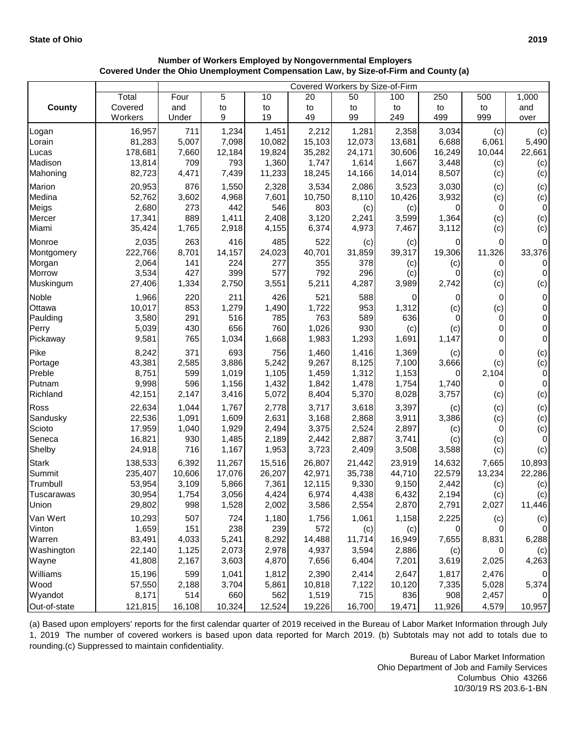**State of Ohio** **2019**

**Number of Workers Employed by Nongovernmental Employers Covered Under the Ohio Unemployment Compensation Law, by Size-of-Firm and County (a)**

| County | Total Covered Workers | Covered Workers by Size-of-Firm: Four and Under | 5 to 9 | 10 to 19 | 20 to 49 | 50 to 99 | 100 to 249 | 250 to 499 | 500 to 999 | 1,000 and over |
|---|---|---|---|---|---|---|---|---|---|---|
| Logan | 16,957 | 711 | 1,234 | 1,451 | 2,212 | 1,281 | 2,358 | 3,034 | (c) | (c) |
| Lorain | 81,283 | 5,007 | 7,098 | 10,082 | 15,103 | 12,073 | 13,681 | 6,688 | 6,061 | 5,490 |
| Lucas | 178,681 | 7,660 | 12,184 | 19,824 | 35,282 | 24,171 | 30,606 | 16,249 | 10,044 | 22,661 |
| Madison | 13,814 | 709 | 793 | 1,360 | 1,747 | 1,614 | 1,667 | 3,448 | (c) | (c) |
| Mahoning | 82,723 | 4,471 | 7,439 | 11,233 | 18,245 | 14,166 | 14,014 | 8,507 | (c) | (c) |
| Marion | 20,953 | 876 | 1,550 | 2,328 | 3,534 | 2,086 | 3,523 | 3,030 | (c) | (c) |
| Medina | 52,762 | 3,602 | 4,968 | 7,601 | 10,750 | 8,110 | 10,426 | 3,932 | (c) | (c) |
| Meigs | 2,680 | 273 | 442 | 546 | 803 | (c) | (c) | 0 | 0 | 0 |
| Mercer | 17,341 | 889 | 1,411 | 2,408 | 3,120 | 2,241 | 3,599 | 1,364 | (c) | (c) |
| Miami | 35,424 | 1,765 | 2,918 | 4,155 | 6,374 | 4,973 | 7,467 | 3,112 | (c) | (c) |
| Monroe | 2,035 | 263 | 416 | 485 | 522 | (c) | (c) | 0 | 0 | 0 |
| Montgomery | 222,766 | 8,701 | 14,157 | 24,023 | 40,701 | 31,859 | 39,317 | 19,306 | 11,326 | 33,376 |
| Morgan | 2,064 | 141 | 224 | 277 | 355 | 378 | (c) | (c) | 0 | 0 |
| Morrow | 3,534 | 427 | 399 | 577 | 792 | 296 | (c) | 0 | (c) | 0 |
| Muskingum | 27,406 | 1,334 | 2,750 | 3,551 | 5,211 | 4,287 | 3,989 | 2,742 | (c) | (c) |
| Noble | 1,966 | 220 | 211 | 426 | 521 | 588 | 0 | 0 | 0 | 0 |
| Ottawa | 10,017 | 853 | 1,279 | 1,490 | 1,722 | 953 | 1,312 | (c) | (c) | 0 |
| Paulding | 3,580 | 291 | 516 | 785 | 763 | 589 | 636 | 0 | 0 | 0 |
| Perry | 5,039 | 430 | 656 | 760 | 1,026 | 930 | (c) | (c) | 0 | 0 |
| Pickaway | 9,581 | 765 | 1,034 | 1,668 | 1,983 | 1,293 | 1,691 | 1,147 | 0 | 0 |
| Pike | 8,242 | 371 | 693 | 756 | 1,460 | 1,416 | 1,369 | (c) | 0 | (c) |
| Portage | 43,381 | 2,585 | 3,886 | 5,242 | 9,267 | 8,125 | 7,100 | 3,666 | (c) | (c) |
| Preble | 8,751 | 599 | 1,019 | 1,105 | 1,459 | 1,312 | 1,153 | 0 | 2,104 | 0 |
| Putnam | 9,998 | 596 | 1,156 | 1,432 | 1,842 | 1,478 | 1,754 | 1,740 | 0 | 0 |
| Richland | 42,151 | 2,147 | 3,416 | 5,072 | 8,404 | 5,370 | 8,028 | 3,757 | (c) | (c) |
| Ross | 22,634 | 1,044 | 1,767 | 2,778 | 3,717 | 3,618 | 3,397 | (c) | (c) | (c) |
| Sandusky | 22,536 | 1,091 | 1,609 | 2,631 | 3,168 | 2,868 | 3,911 | 3,386 | (c) | (c) |
| Scioto | 17,959 | 1,040 | 1,929 | 2,494 | 3,375 | 2,524 | 2,897 | (c) | 0 | (c) |
| Seneca | 16,821 | 930 | 1,485 | 2,189 | 2,442 | 2,887 | 3,741 | (c) | (c) | 0 |
| Shelby | 24,918 | 716 | 1,167 | 1,953 | 3,723 | 2,409 | 3,508 | 3,588 | (c) | (c) |
| Stark | 138,533 | 6,392 | 11,267 | 15,516 | 26,807 | 21,442 | 23,919 | 14,632 | 7,665 | 10,893 |
| Summit | 235,407 | 10,606 | 17,076 | 26,207 | 42,971 | 35,738 | 44,710 | 22,579 | 13,234 | 22,286 |
| Trumbull | 53,954 | 3,109 | 5,866 | 7,361 | 12,115 | 9,330 | 9,150 | 2,442 | (c) | (c) |
| Tuscarawas | 30,954 | 1,754 | 3,056 | 4,424 | 6,974 | 4,438 | 6,432 | 2,194 | (c) | (c) |
| Union | 29,802 | 998 | 1,528 | 2,002 | 3,586 | 2,554 | 2,870 | 2,791 | 2,027 | 11,446 |
| Van Wert | 10,293 | 507 | 724 | 1,180 | 1,756 | 1,061 | 1,158 | 2,225 | (c) | (c) |
| Vinton | 1,659 | 151 | 238 | 239 | 572 | (c) | (c) | 0 | 0 | 0 |
| Warren | 83,491 | 4,033 | 5,241 | 8,292 | 14,488 | 11,714 | 16,949 | 7,655 | 8,831 | 6,288 |
| Washington | 22,140 | 1,125 | 2,073 | 2,978 | 4,937 | 3,594 | 2,886 | (c) | 0 | (c) |
| Wayne | 41,808 | 2,167 | 3,603 | 4,870 | 7,656 | 6,404 | 7,201 | 3,619 | 2,025 | 4,263 |
| Williams | 15,196 | 599 | 1,041 | 1,812 | 2,390 | 2,414 | 2,647 | 1,817 | 2,476 | 0 |
| Wood | 57,550 | 2,188 | 3,704 | 5,861 | 10,818 | 7,122 | 10,120 | 7,335 | 5,028 | 5,374 |
| Wyandot | 8,171 | 514 | 660 | 562 | 1,519 | 715 | 836 | 908 | 2,457 | 0 |
| Out-of-state | 121,815 | 16,108 | 10,324 | 12,524 | 19,226 | 16,700 | 19,471 | 11,926 | 4,579 | 10,957 |

(a) Based upon employers' reports for the first calendar quarter of 2019 received in the Bureau of Labor Market Information through July 1, 2019 The number of covered workers is based upon data reported for March 2019. (b) Subtotals may not add to totals due to rounding.(c) Suppressed to maintain confidentiality.

Bureau of Labor Market Information
Ohio Department of Job and Family Services
Columbus Ohio 43266
10/30/19 RS 203.6-1-BN